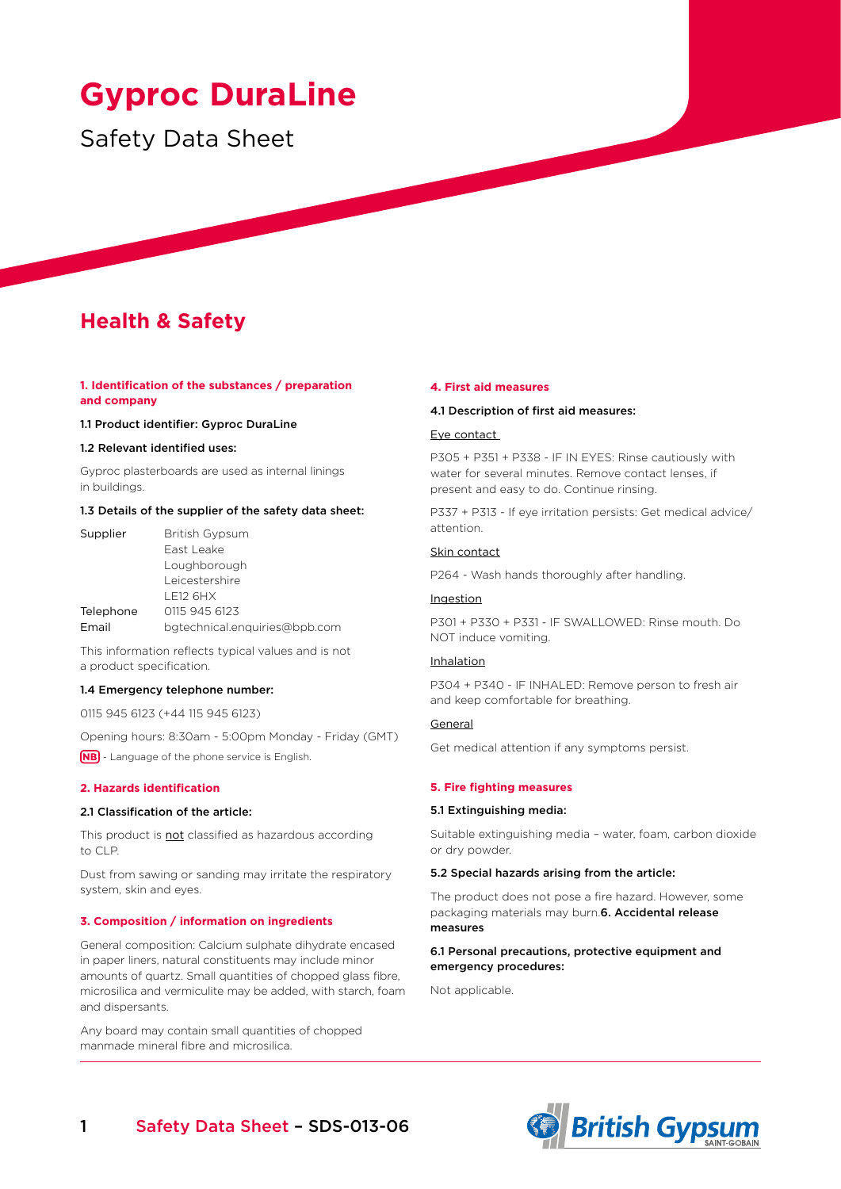# Gyproc DuraLine

Safety Data Sheet

## Health & Safety

### 1. Identification of the substances / preparation and company

**1.1 Product identifier: Gyproc DuraLine**

**1.2 Relevant identified uses:**

Gyproc plasterboards are used as internal linings in buildings.

**1.3 Details of the supplier of the safety data sheet:**

| | |
|---|---|
| Supplier | British Gypsum<br>East Leake<br>Loughborough<br>Leicestershire<br>LE12 6HX |
| Telephone | 0115 945 6123 |
| Email | bgtechnical.enquiries@bpb.com |

This information reflects typical values and is not a product specification.

**1.4 Emergency telephone number:**

0115 945 6123 (+44 115 945 6123)

Opening hours: 8:30am - 5:00pm Monday - Friday (GMT)

**NB** - Language of the phone service is English.

### 2. Hazards identification

**2.1 Classification of the article:**

This product is not classified as hazardous according to CLP.

Dust from sawing or sanding may irritate the respiratory system, skin and eyes.

### 3. Composition / information on ingredients

General composition: Calcium sulphate dihydrate encased in paper liners, natural constituents may include minor amounts of quartz. Small quantities of chopped glass fibre, microsilica and vermiculite may be added, with starch, foam and dispersants.

Any board may contain small quantities of chopped manmade mineral fibre and microsilica.

### 4. First aid measures

**4.1 Description of first aid measures:**

Eye contact

P305 + P351 + P338 - IF IN EYES: Rinse cautiously with water for several minutes. Remove contact lenses, if present and easy to do. Continue rinsing.

P337 + P313 - If eye irritation persists: Get medical advice/ attention.

Skin contact

P264 - Wash hands thoroughly after handling.

Ingestion

P301 + P330 + P331 - IF SWALLOWED: Rinse mouth. Do NOT induce vomiting.

Inhalation

P304 + P340 - IF INHALED: Remove person to fresh air and keep comfortable for breathing.

General

Get medical attention if any symptoms persist.

### 5. Fire fighting measures

**5.1 Extinguishing media:**

Suitable extinguishing media – water, foam, carbon dioxide or dry powder.

**5.2 Special hazards arising from the article:**

The product does not pose a fire hazard. However, some packaging materials may burn.

### 6. Accidental release measures

**6.1 Personal precautions, protective equipment and emergency procedures:**

Not applicable.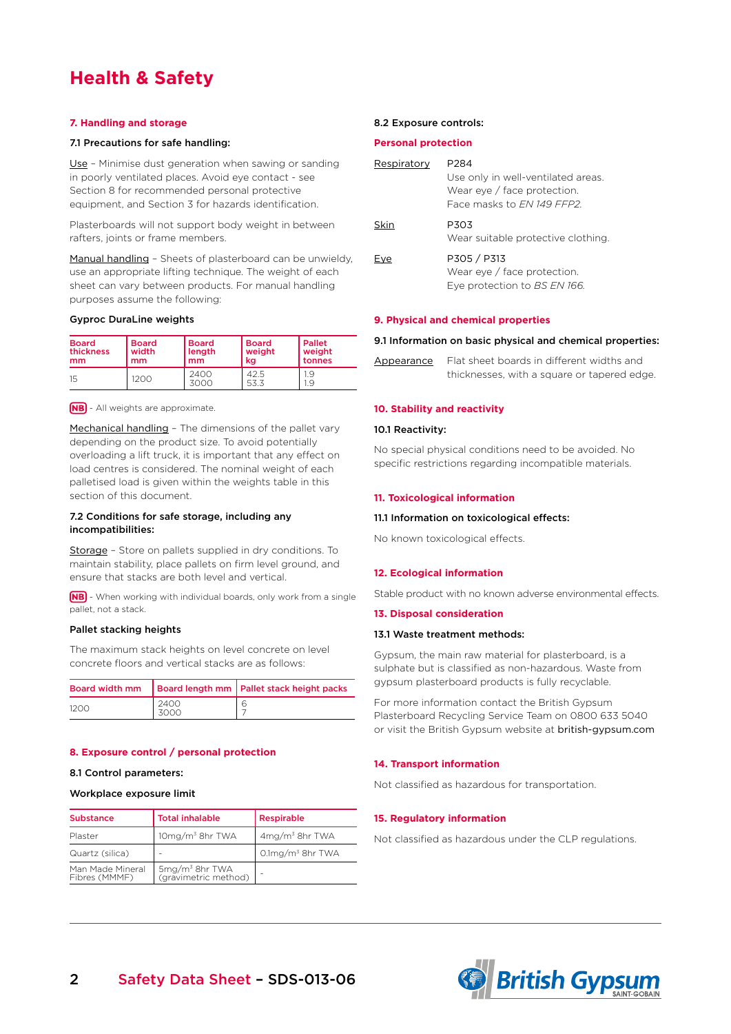# Health & Safety

## 7. Handling and storage

### 7.1 Precautions for safe handling:

Use – Minimise dust generation when sawing or sanding in poorly ventilated places. Avoid eye contact - see Section 8 for recommended personal protective equipment, and Section 3 for hazards identification.

Plasterboards will not support body weight in between rafters, joints or frame members.

Manual handling – Sheets of plasterboard can be unwieldy, use an appropriate lifting technique. The weight of each sheet can vary between products. For manual handling purposes assume the following:

**Gyproc DuraLine weights**

| Board thickness mm | Board width mm | Board length mm | Board weight kg | Pallet weight tonnes |
|---|---|---|---|---|
| 15 | 1200 | 2400<br>3000 | 42.5<br>53.3 | 1.9<br>1.9 |

**NB** - All weights are approximate.

Mechanical handling – The dimensions of the pallet vary depending on the product size. To avoid potentially overloading a lift truck, it is important that any effect on load centres is considered. The nominal weight of each palletised load is given within the weights table in this section of this document.

### 7.2 Conditions for safe storage, including any incompatibilities:

Storage – Store on pallets supplied in dry conditions. To maintain stability, place pallets on firm level ground, and ensure that stacks are both level and vertical.

**NB** - When working with individual boards, only work from a single pallet, not a stack.

**Pallet stacking heights**

The maximum stack heights on level concrete on level concrete floors and vertical stacks are as follows:

| Board width mm | Board length mm | Pallet stack height packs |
|---|---|---|
| 1200 | 2400<br>3000 | 6<br>7 |

## 8. Exposure control / personal protection

### 8.1 Control parameters:

**Workplace exposure limit**

| Substance | Total inhalable | Respirable |
|---|---|---|
| Plaster | 10mg/m³ 8hr TWA | 4mg/m³ 8hr TWA |
| Quartz (silica) | - | 0.1mg/m³ 8hr TWA |
| Man Made Mineral Fibres (MMMF) | 5mg/m³ 8hr TWA (gravimetric method) | - |

### 8.2 Exposure controls:

**Personal protection**

Respiratory – P284
Use only in well-ventilated areas.
Wear eye / face protection.
Face masks to *EN 149 FFP2.*

Skin – P303
Wear suitable protective clothing.

Eye – P305 / P313
Wear eye / face protection.
Eye protection to *BS EN 166.*

## 9. Physical and chemical properties

### 9.1 Information on basic physical and chemical properties:

Appearance – Flat sheet boards in different widths and thicknesses, with a square or tapered edge.

## 10. Stability and reactivity

### 10.1 Reactivity:

No special physical conditions need to be avoided. No specific restrictions regarding incompatible materials.

## 11. Toxicological information

### 11.1 Information on toxicological effects:

No known toxicological effects.

## 12. Ecological information

Stable product with no known adverse environmental effects.

## 13. Disposal consideration

### 13.1 Waste treatment methods:

Gypsum, the main raw material for plasterboard, is a sulphate but is classified as non-hazardous. Waste from gypsum plasterboard products is fully recyclable.

For more information contact the British Gypsum Plasterboard Recycling Service Team on 0800 633 5040 or visit the British Gypsum website at british-gypsum.com

## 14. Transport information

Not classified as hazardous for transportation.

## 15. Regulatory information

Not classified as hazardous under the CLP regulations.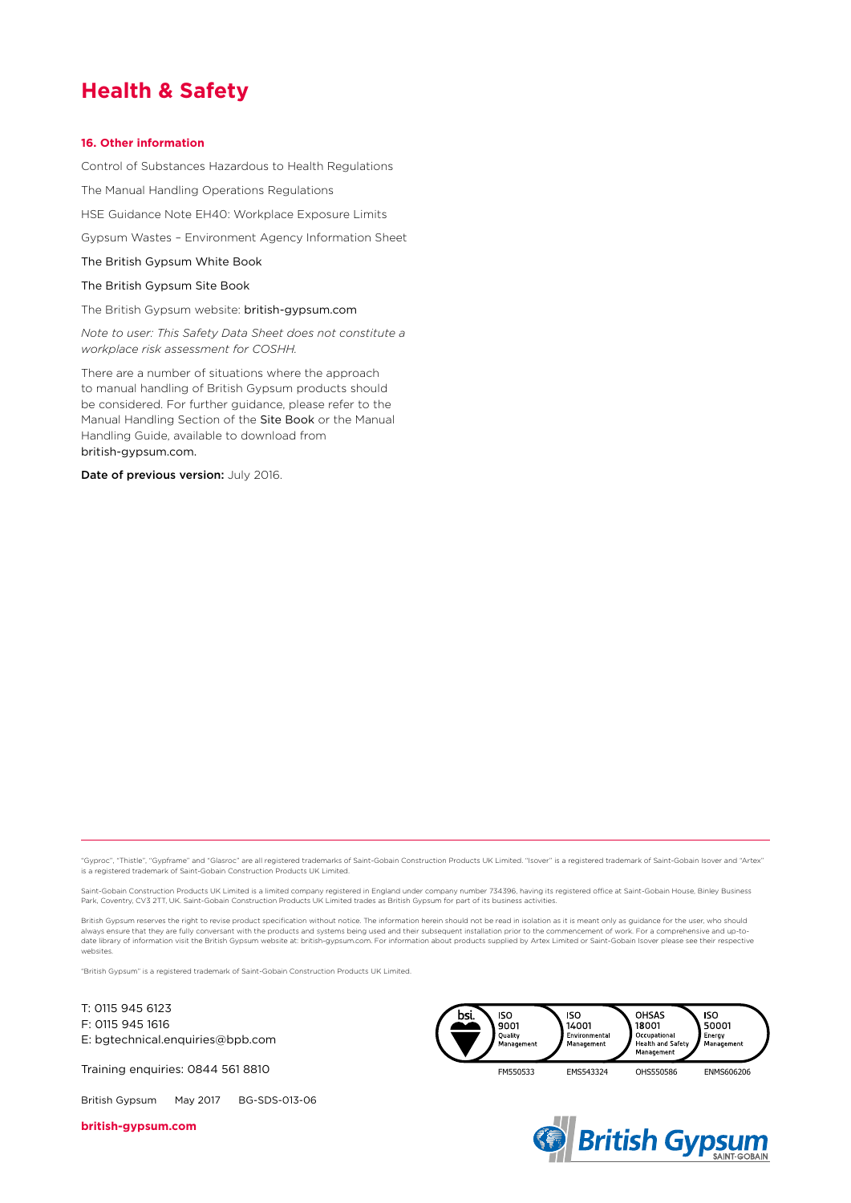# Health & Safety

### 16. Other information

Control of Substances Hazardous to Health Regulations

The Manual Handling Operations Regulations

HSE Guidance Note EH40: Workplace Exposure Limits

Gypsum Wastes – Environment Agency Information Sheet

The British Gypsum White Book

The British Gypsum Site Book

The British Gypsum website: british-gypsum.com

*Note to user: This Safety Data Sheet does not constitute a workplace risk assessment for COSHH.*

There are a number of situations where the approach to manual handling of British Gypsum products should be considered. For further guidance, please refer to the Manual Handling Section of the Site Book or the Manual Handling Guide, available to download from british-gypsum.com.

**Date of previous version:** July 2016.

---

"Gyproc", "Thistle", "Gypframe" and "Glasroc" are all registered trademarks of Saint-Gobain Construction Products UK Limited. "Isover" is a registered trademark of Saint-Gobain Isover and "Artex" is a registered trademark of Saint-Gobain Construction Products UK Limited.

Saint-Gobain Construction Products UK Limited is a limited company registered in England under company number 734396, having its registered office at Saint-Gobain House, Binley Business Park, Coventry, CV3 2TT, UK. Saint-Gobain Construction Products UK Limited trades as British Gypsum for part of its business activities.

British Gypsum reserves the right to revise product specification without notice. The information herein should not be read in isolation as it is meant only as guidance for the user, who should always ensure that they are fully conversant with the products and systems being used and their subsequent installation prior to the commencement of work. For a comprehensive and up-to-date library of information visit the British Gypsum website at: british-gypsum.com. For information about products supplied by Artex Limited or Saint-Gobain Isover please see their respective websites.

"British Gypsum" is a registered trademark of Saint-Gobain Construction Products UK Limited.

T: 0115 945 6123
F: 0115 945 1616
E: bgtechnical.enquiries@bpb.com

Training enquiries: 0844 561 8810

British Gypsum May 2017 BG-SDS-013-06

**british-gypsum.com**

bsi. ISO 9001 Quality Management FM550533 | ISO 14001 Environmental Management EMS543324 | OHSAS 18001 Occupational Health and Safety Management OHS550586 | ISO 50001 Energy Management ENMS606206

British Gypsum SAINT-GOBAIN